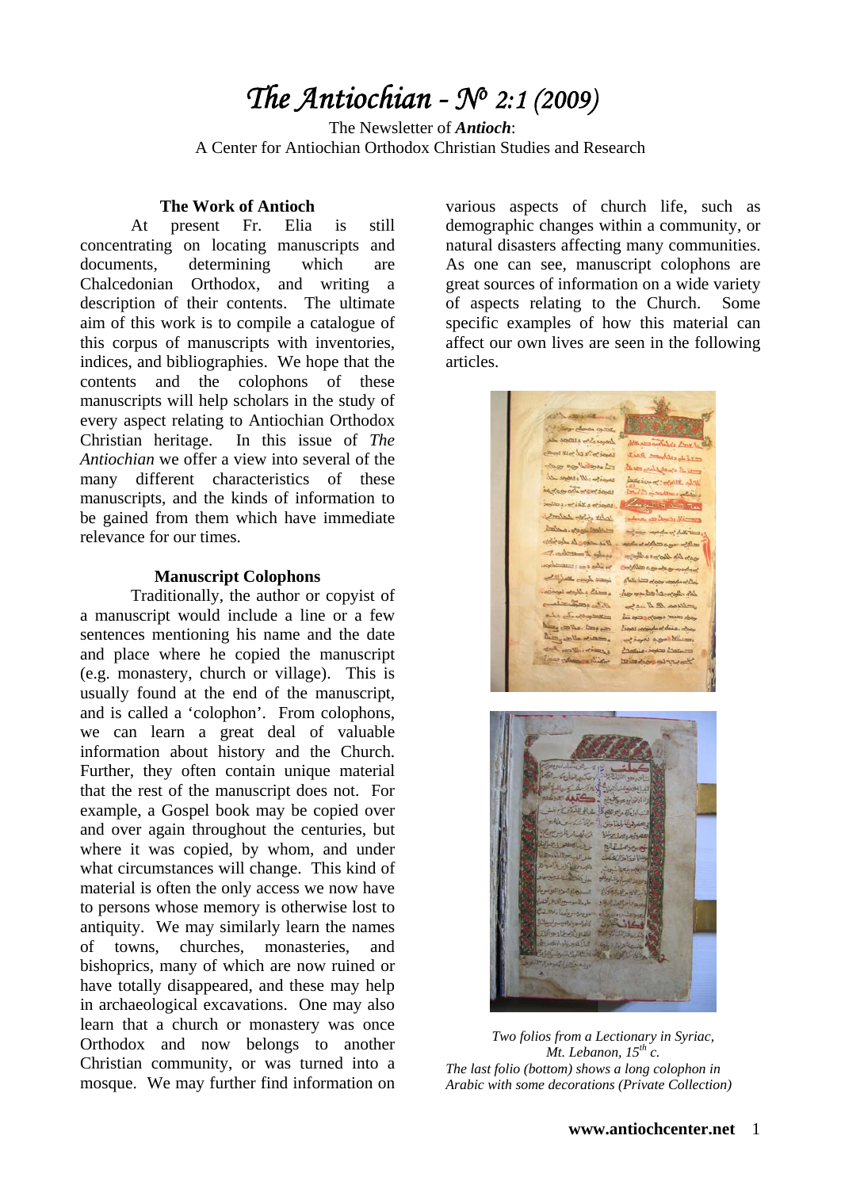# *The Antiochian - № 2:1 (2009)*

The Newsletter of ***Antioch***:
A Center for Antiochian Orthodox Christian Studies and Research

## The Work of Antioch

At present Fr. Elia is still concentrating on locating manuscripts and documents, determining which are Chalcedonian Orthodox, and writing a description of their contents. The ultimate aim of this work is to compile a catalogue of this corpus of manuscripts with inventories, indices, and bibliographies. We hope that the contents and the colophons of these manuscripts will help scholars in the study of every aspect relating to Antiochian Orthodox Christian heritage. In this issue of *The Antiochian* we offer a view into several of the many different characteristics of these manuscripts, and the kinds of information to be gained from them which have immediate relevance for our times.

## Manuscript Colophons

Traditionally, the author or copyist of a manuscript would include a line or a few sentences mentioning his name and the date and place where he copied the manuscript (e.g. monastery, church or village). This is usually found at the end of the manuscript, and is called a 'colophon'. From colophons, we can learn a great deal of valuable information about history and the Church. Further, they often contain unique material that the rest of the manuscript does not. For example, a Gospel book may be copied over and over again throughout the centuries, but where it was copied, by whom, and under what circumstances will change. This kind of material is often the only access we now have to persons whose memory is otherwise lost to antiquity. We may similarly learn the names of towns, churches, monasteries, and bishoprics, many of which are now ruined or have totally disappeared, and these may help in archaeological excavations. One may also learn that a church or monastery was once Orthodox and now belongs to another Christian community, or was turned into a mosque. We may further find information on various aspects of church life, such as demographic changes within a community, or natural disasters affecting many communities. As one can see, manuscript colophons are great sources of information on a wide variety of aspects relating to the Church. Some specific examples of how this material can affect our own lives are seen in the following articles.

*Two folios from a Lectionary in Syriac, Mt. Lebanon, 15th c.*
*The last folio (bottom) shows a long colophon in Arabic with some decorations (Private Collection)*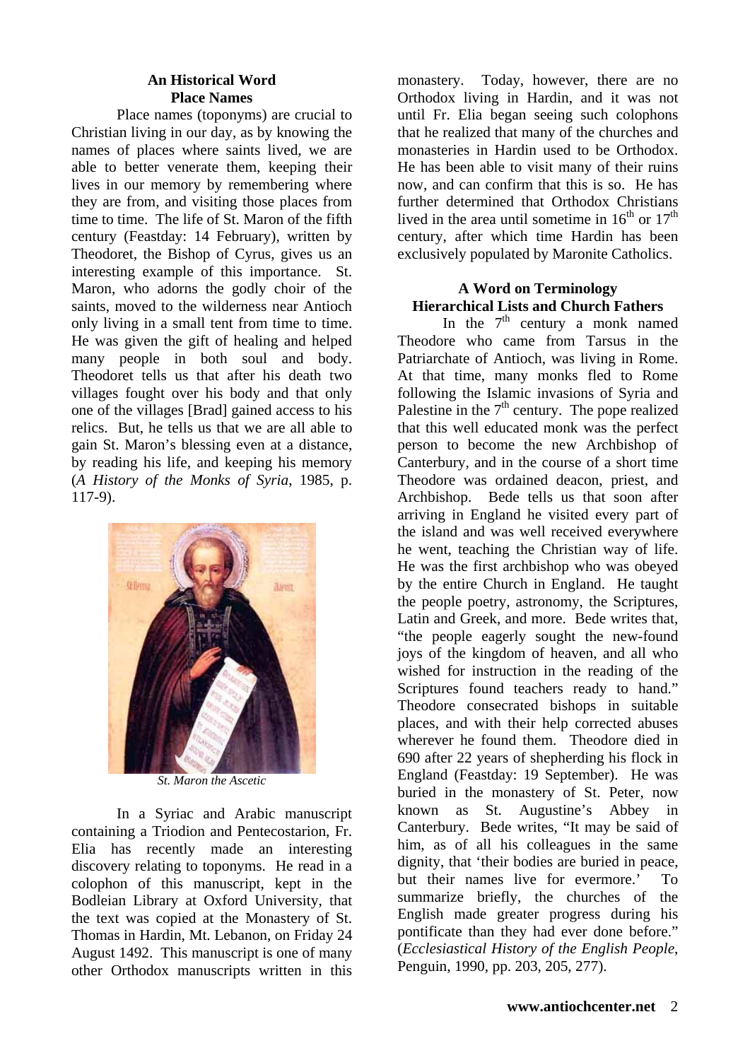## An Historical Word
### Place Names

Place names (toponyms) are crucial to Christian living in our day, as by knowing the names of places where saints lived, we are able to better venerate them, keeping their lives in our memory by remembering where they are from, and visiting those places from time to time. The life of St. Maron of the fifth century (Feastday: 14 February), written by Theodoret, the Bishop of Cyrus, gives us an interesting example of this importance. St. Maron, who adorns the godly choir of the saints, moved to the wilderness near Antioch only living in a small tent from time to time. He was given the gift of healing and helped many people in both soul and body. Theodoret tells us that after his death two villages fought over his body and that only one of the villages [Brad] gained access to his relics. But, he tells us that we are all able to gain St. Maron's blessing even at a distance, by reading his life, and keeping his memory (*A History of the Monks of Syria*, 1985, p. 117-9).

*St. Maron the Ascetic*

In a Syriac and Arabic manuscript containing a Triodion and Pentecostarion, Fr. Elia has recently made an interesting discovery relating to toponyms. He read in a colophon of this manuscript, kept in the Bodleian Library at Oxford University, that the text was copied at the Monastery of St. Thomas in Hardin, Mt. Lebanon, on Friday 24 August 1492. This manuscript is one of many other Orthodox manuscripts written in this monastery. Today, however, there are no Orthodox living in Hardin, and it was not until Fr. Elia began seeing such colophons that he realized that many of the churches and monasteries in Hardin used to be Orthodox. He has been able to visit many of their ruins now, and can confirm that this is so. He has further determined that Orthodox Christians lived in the area until sometime in 16th or 17th century, after which time Hardin has been exclusively populated by Maronite Catholics.

## A Word on Terminology
### Hierarchical Lists and Church Fathers

In the 7th century a monk named Theodore who came from Tarsus in the Patriarchate of Antioch, was living in Rome. At that time, many monks fled to Rome following the Islamic invasions of Syria and Palestine in the 7th century. The pope realized that this well educated monk was the perfect person to become the new Archbishop of Canterbury, and in the course of a short time Theodore was ordained deacon, priest, and Archbishop. Bede tells us that soon after arriving in England he visited every part of the island and was well received everywhere he went, teaching the Christian way of life. He was the first archbishop who was obeyed by the entire Church in England. He taught the people poetry, astronomy, the Scriptures, Latin and Greek, and more. Bede writes that, "the people eagerly sought the new-found joys of the kingdom of heaven, and all who wished for instruction in the reading of the Scriptures found teachers ready to hand." Theodore consecrated bishops in suitable places, and with their help corrected abuses wherever he found them. Theodore died in 690 after 22 years of shepherding his flock in England (Feastday: 19 September). He was buried in the monastery of St. Peter, now known as St. Augustine's Abbey in Canterbury. Bede writes, "It may be said of him, as of all his colleagues in the same dignity, that 'their bodies are buried in peace, but their names live for evermore.' To summarize briefly, the churches of the English made greater progress during his pontificate than they had ever done before." (*Ecclesiastical History of the English People*, Penguin, 1990, pp. 203, 205, 277).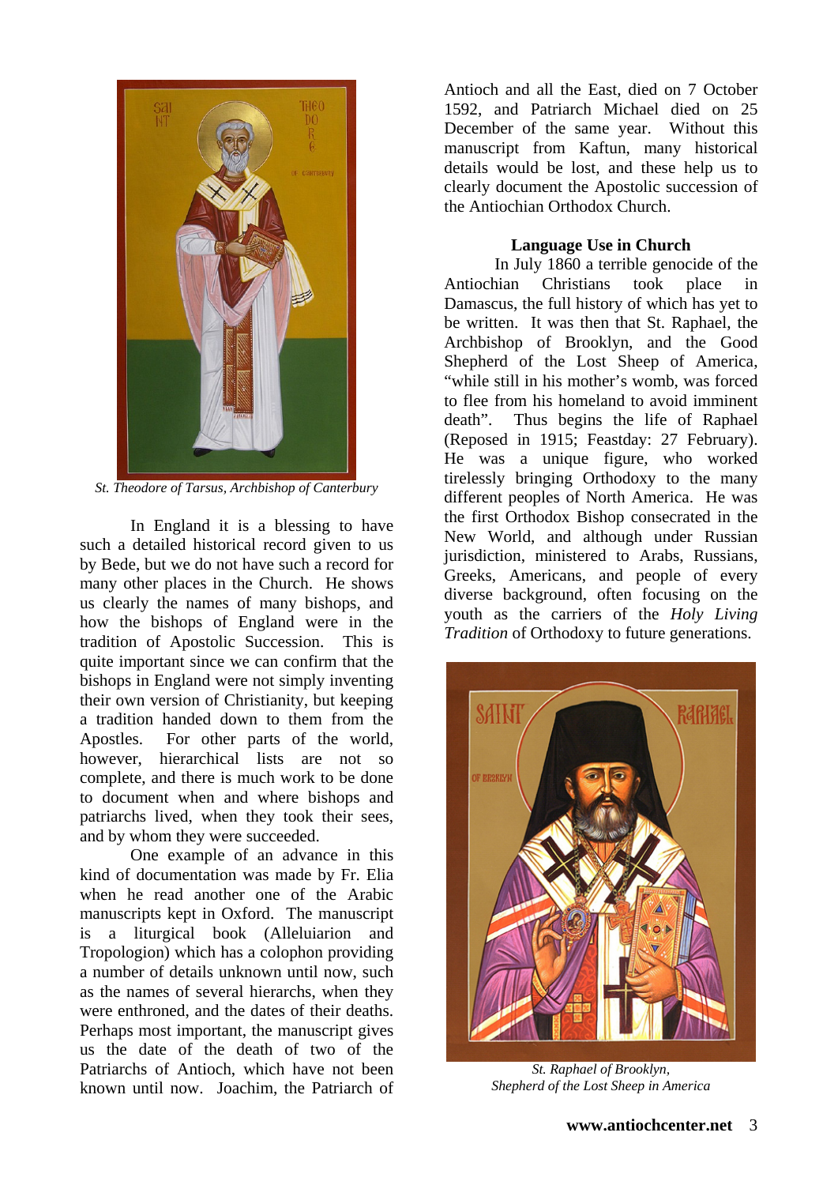St. Theodore of Tarsus, Archbishop of Canterbury

In England it is a blessing to have such a detailed historical record given to us by Bede, but we do not have such a record for many other places in the Church. He shows us clearly the names of many bishops, and how the bishops of England were in the tradition of Apostolic Succession. This is quite important since we can confirm that the bishops in England were not simply inventing their own version of Christianity, but keeping a tradition handed down to them from the Apostles. For other parts of the world, however, hierarchical lists are not so complete, and there is much work to be done to document when and where bishops and patriarchs lived, when they took their sees, and by whom they were succeeded.

One example of an advance in this kind of documentation was made by Fr. Elia when he read another one of the Arabic manuscripts kept in Oxford. The manuscript is a liturgical book (Alleluiarion and Tropologion) which has a colophon providing a number of details unknown until now, such as the names of several hierarchs, when they were enthroned, and the dates of their deaths. Perhaps most important, the manuscript gives us the date of the death of two of the Patriarchs of Antioch, which have not been known until now. Joachim, the Patriarch of Antioch and all the East, died on 7 October 1592, and Patriarch Michael died on 25 December of the same year. Without this manuscript from Kaftun, many historical details would be lost, and these help us to clearly document the Apostolic succession of the Antiochian Orthodox Church.

## Language Use in Church

In July 1860 a terrible genocide of the Antiochian Christians took place in Damascus, the full history of which has yet to be written. It was then that St. Raphael, the Archbishop of Brooklyn, and the Good Shepherd of the Lost Sheep of America, "while still in his mother's womb, was forced to flee from his homeland to avoid imminent death". Thus begins the life of Raphael (Reposed in 1915; Feastday: 27 February). He was a unique figure, who worked tirelessly bringing Orthodoxy to the many different peoples of North America. He was the first Orthodox Bishop consecrated in the New World, and although under Russian jurisdiction, ministered to Arabs, Russians, Greeks, Americans, and people of every diverse background, often focusing on the youth as the carriers of the *Holy Living Tradition* of Orthodoxy to future generations.

St. Raphael of Brooklyn,
Shepherd of the Lost Sheep in America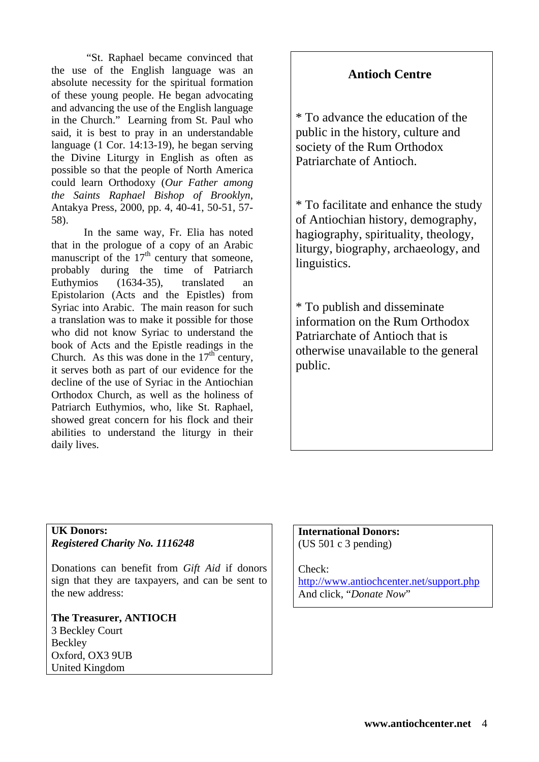"St. Raphael became convinced that the use of the English language was an absolute necessity for the spiritual formation of these young people. He began advocating and advancing the use of the English language in the Church." Learning from St. Paul who said, it is best to pray in an understandable language (1 Cor. 14:13-19), he began serving the Divine Liturgy in English as often as possible so that the people of North America could learn Orthodoxy (*Our Father among the Saints Raphael Bishop of Brooklyn*, Antakya Press, 2000, pp. 4, 40-41, 50-51, 57-58).

In the same way, Fr. Elia has noted that in the prologue of a copy of an Arabic manuscript of the 17th century that someone, probably during the time of Patriarch Euthymios (1634-35), translated an Epistolarion (Acts and the Epistles) from Syriac into Arabic. The main reason for such a translation was to make it possible for those who did not know Syriac to understand the book of Acts and the Epistle readings in the Church. As this was done in the 17th century, it serves both as part of our evidence for the decline of the use of Syriac in the Antiochian Orthodox Church, as well as the holiness of Patriarch Euthymios, who, like St. Raphael, showed great concern for his flock and their abilities to understand the liturgy in their daily lives.

## Antioch Centre

* To advance the education of the public in the history, culture and society of the Rum Orthodox Patriarchate of Antioch.

* To facilitate and enhance the study of Antiochian history, demography, hagiography, spirituality, theology, liturgy, biography, archaeology, and linguistics.

* To publish and disseminate information on the Rum Orthodox Patriarchate of Antioch that is otherwise unavailable to the general public.

**UK Donors:**
***Registered Charity No. 1116248***

Donations can benefit from *Gift Aid* if donors sign that they are taxpayers, and can be sent to the new address:

**The Treasurer, ANTIOCH**
3 Beckley Court
Beckley
Oxford, OX3 9UB
United Kingdom

**International Donors:**
(US 501 c 3 pending)

Check:
http://www.antiochcenter.net/support.php
And click, "*Donate Now*"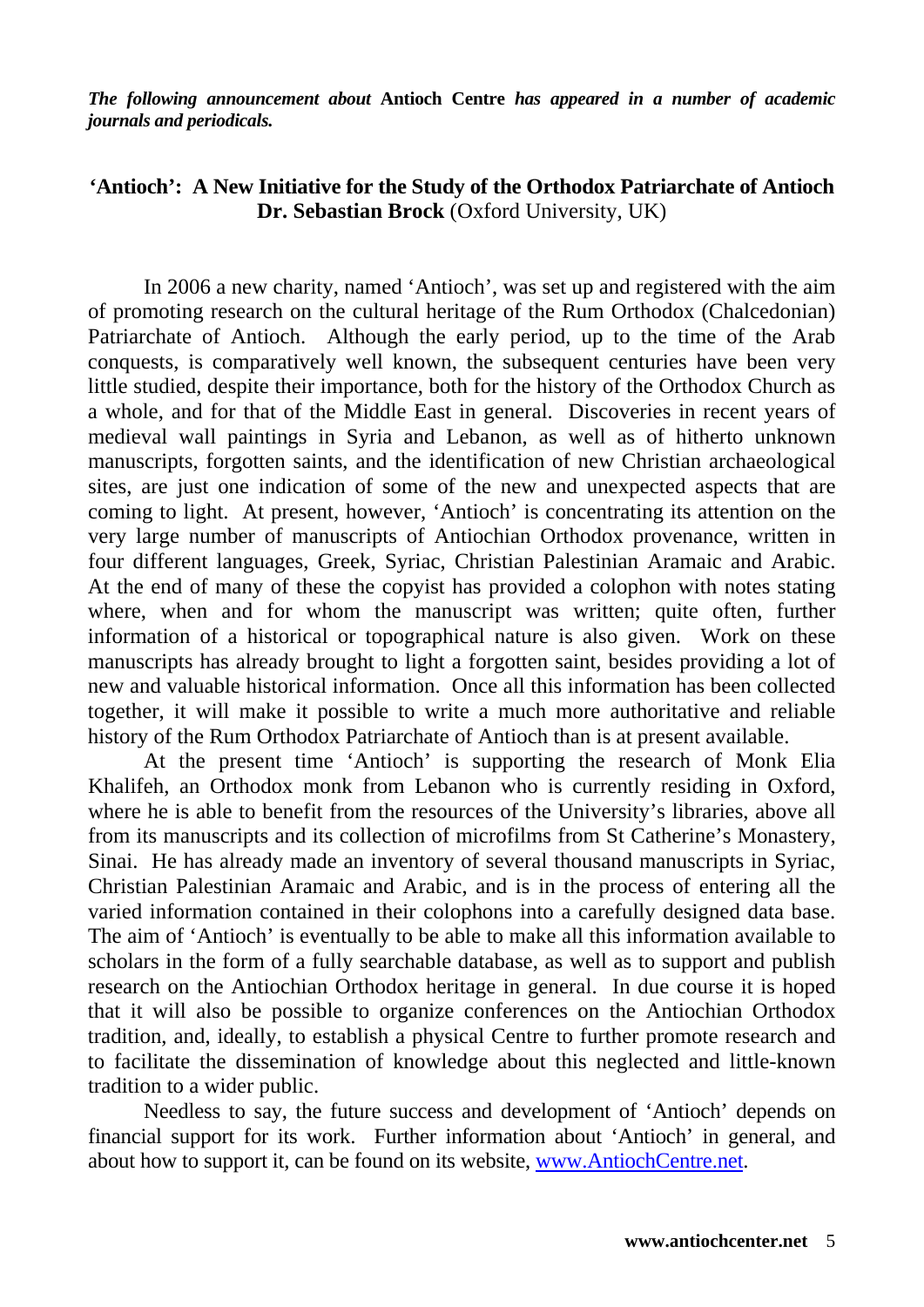***The following announcement about* Antioch Centre *has appeared in a number of academic journals and periodicals.***

## 'Antioch': A New Initiative for the Study of the Orthodox Patriarchate of Antioch

**Dr. Sebastian Brock** (Oxford University, UK)

In 2006 a new charity, named 'Antioch', was set up and registered with the aim of promoting research on the cultural heritage of the Rum Orthodox (Chalcedonian) Patriarchate of Antioch. Although the early period, up to the time of the Arab conquests, is comparatively well known, the subsequent centuries have been very little studied, despite their importance, both for the history of the Orthodox Church as a whole, and for that of the Middle East in general. Discoveries in recent years of medieval wall paintings in Syria and Lebanon, as well as of hitherto unknown manuscripts, forgotten saints, and the identification of new Christian archaeological sites, are just one indication of some of the new and unexpected aspects that are coming to light. At present, however, 'Antioch' is concentrating its attention on the very large number of manuscripts of Antiochian Orthodox provenance, written in four different languages, Greek, Syriac, Christian Palestinian Aramaic and Arabic. At the end of many of these the copyist has provided a colophon with notes stating where, when and for whom the manuscript was written; quite often, further information of a historical or topographical nature is also given. Work on these manuscripts has already brought to light a forgotten saint, besides providing a lot of new and valuable historical information. Once all this information has been collected together, it will make it possible to write a much more authoritative and reliable history of the Rum Orthodox Patriarchate of Antioch than is at present available.

At the present time 'Antioch' is supporting the research of Monk Elia Khalifeh, an Orthodox monk from Lebanon who is currently residing in Oxford, where he is able to benefit from the resources of the University's libraries, above all from its manuscripts and its collection of microfilms from St Catherine's Monastery, Sinai. He has already made an inventory of several thousand manuscripts in Syriac, Christian Palestinian Aramaic and Arabic, and is in the process of entering all the varied information contained in their colophons into a carefully designed data base. The aim of 'Antioch' is eventually to be able to make all this information available to scholars in the form of a fully searchable database, as well as to support and publish research on the Antiochian Orthodox heritage in general. In due course it is hoped that it will also be possible to organize conferences on the Antiochian Orthodox tradition, and, ideally, to establish a physical Centre to further promote research and to facilitate the dissemination of knowledge about this neglected and little-known tradition to a wider public.

Needless to say, the future success and development of 'Antioch' depends on financial support for its work. Further information about 'Antioch' in general, and about how to support it, can be found on its website, [www.AntiochCentre.net](http://www.AntiochCentre.net).